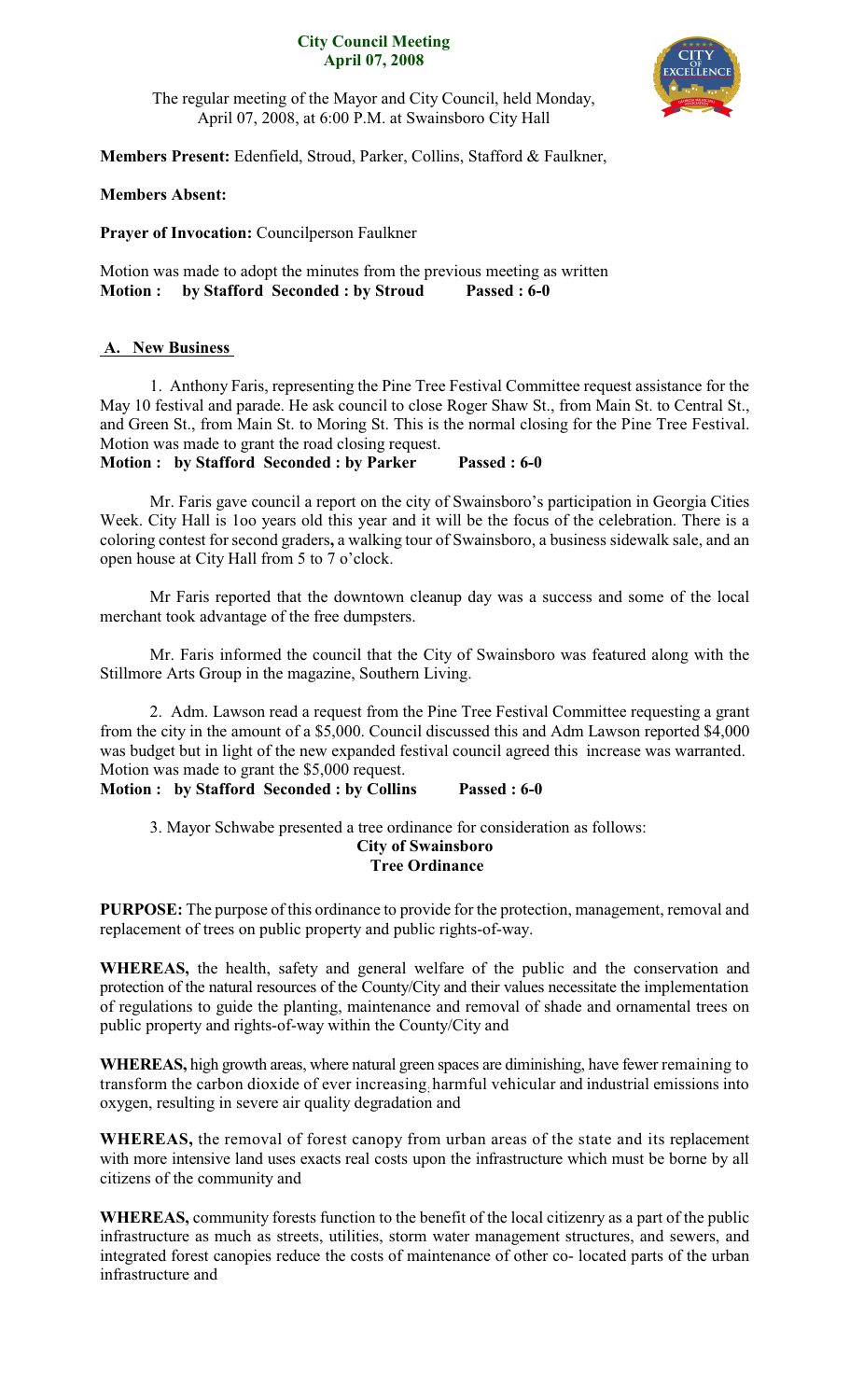# City Council Meeting
## April 07, 2008

The regular meeting of the Mayor and City Council, held Monday, April 07, 2008, at 6:00 P.M. at Swainsboro City Hall

**Members Present:** Edenfield, Stroud, Parker, Collins, Stafford & Faulkner,

**Members Absent:**

**Prayer of Invocation:** Councilperson Faulkner

Motion was made to adopt the minutes from the previous meeting as written
**Motion : by Stafford Seconded : by Stroud Passed : 6-0**

**A. New Business**

1. Anthony Faris, representing the Pine Tree Festival Committee request assistance for the May 10 festival and parade. He ask council to close Roger Shaw St., from Main St. to Central St., and Green St., from Main St. to Moring St. This is the normal closing for the Pine Tree Festival. Motion was made to grant the road closing request.
**Motion : by Stafford Seconded : by Parker Passed : 6-0**

Mr. Faris gave council a report on the city of Swainsboro's participation in Georgia Cities Week. City Hall is 1oo years old this year and it will be the focus of the celebration. There is a coloring contest for second graders**,** a walking tour of Swainsboro, a business sidewalk sale, and an open house at City Hall from 5 to 7 o'clock.

Mr Faris reported that the downtown cleanup day was a success and some of the local merchant took advantage of the free dumpsters.

Mr. Faris informed the council that the City of Swainsboro was featured along with the Stillmore Arts Group in the magazine, Southern Living.

2. Adm. Lawson read a request from the Pine Tree Festival Committee requesting a grant from the city in the amount of a $5,000. Council discussed this and Adm Lawson reported $4,000 was budget but in light of the new expanded festival council agreed this increase was warranted. Motion was made to grant the $5,000 request.
**Motion : by Stafford Seconded : by Collins Passed : 6-0**

3. Mayor Schwabe presented a tree ordinance for consideration as follows:

**City of Swainsboro**
**Tree Ordinance**

**PURPOSE:** The purpose of this ordinance to provide for the protection, management, removal and replacement of trees on public property and public rights-of-way.

**WHEREAS,** the health, safety and general welfare of the public and the conservation and protection of the natural resources of the County/City and their values necessitate the implementation of regulations to guide the planting, maintenance and removal of shade and ornamental trees on public property and rights-of-way within the County/City and

**WHEREAS,** high growth areas, where natural green spaces are diminishing, have fewer remaining to transform the carbon dioxide of ever increasing, harmful vehicular and industrial emissions into oxygen, resulting in severe air quality degradation and

**WHEREAS,** the removal of forest canopy from urban areas of the state and its replacement with more intensive land uses exacts real costs upon the infrastructure which must be borne by all citizens of the community and

**WHEREAS,** community forests function to the benefit of the local citizenry as a part of the public infrastructure as much as streets, utilities, storm water management structures, and sewers, and integrated forest canopies reduce the costs of maintenance of other co- located parts of the urban infrastructure and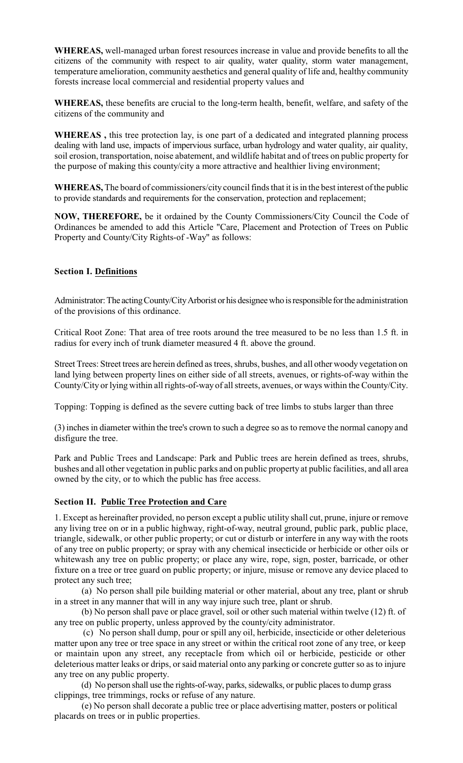**WHEREAS,** well-managed urban forest resources increase in value and provide benefits to all the citizens of the community with respect to air quality, water quality, storm water management, temperature amelioration, community aesthetics and general quality of life and, healthy community forests increase local commercial and residential property values and

**WHEREAS,** these benefits are crucial to the long-term health, benefit, welfare, and safety of the citizens of the community and

**WHEREAS ,** this tree protection lay, is one part of a dedicated and integrated planning process dealing with land use, impacts of impervious surface, urban hydrology and water quality, air quality, soil erosion, transportation, noise abatement, and wildlife habitat and of trees on public property for the purpose of making this county/city a more attractive and healthier living environment;

**WHEREAS,** The board of commissioners/city council finds that it is in the best interest of the public to provide standards and requirements for the conservation, protection and replacement;

**NOW, THEREFORE,** be it ordained by the County Commissioners/City Council the Code of Ordinances be amended to add this Article "Care, Placement and Protection of Trees on Public Property and County/City Rights-of -Way" as follows:

## Section I. Definitions

Administrator: The acting County/City Arborist or his designee who is responsible for the administration of the provisions of this ordinance.

Critical Root Zone: That area of tree roots around the tree measured to be no less than 1.5 ft. in radius for every inch of trunk diameter measured 4 ft. above the ground.

Street Trees: Street trees are herein defined as trees, shrubs, bushes, and all other woody vegetation on land lying between property lines on either side of all streets, avenues, or rights-of-way within the County/City or lying within all rights-of-way of all streets, avenues, or ways within the County/City.

Topping: Topping is defined as the severe cutting back of tree limbs to stubs larger than three

(3) inches in diameter within the tree's crown to such a degree so as to remove the normal canopy and disfigure the tree.

Park and Public Trees and Landscape: Park and Public trees are herein defined as trees, shrubs, bushes and all other vegetation in public parks and on public property at public facilities, and all area owned by the city, or to which the public has free access.

## Section II. Public Tree Protection and Care

1. Except as hereinafter provided, no person except a public utility shall cut, prune, injure or remove any living tree on or in a public highway, right-of-way, neutral ground, public park, public place, triangle, sidewalk, or other public property; or cut or disturb or interfere in any way with the roots of any tree on public property; or spray with any chemical insecticide or herbicide or other oils or whitewash any tree on public property; or place any wire, rope, sign, poster, barricade, or other fixture on a tree or tree guard on public property; or injure, misuse or remove any device placed to protect any such tree;

(a) No person shall pile building material or other material, about any tree, plant or shrub in a street in any manner that will in any way injure such tree, plant or shrub.

(b) No person shall pave or place gravel, soil or other such material within twelve (12) ft. of any tree on public property, unless approved by the county/city administrator.

(c) No person shall dump, pour or spill any oil, herbicide, insecticide or other deleterious matter upon any tree or tree space in any street or within the critical root zone of any tree, or keep or maintain upon any street, any receptacle from which oil or herbicide, pesticide or other deleterious matter leaks or drips, or said material onto any parking or concrete gutter so as to injure any tree on any public property.

(d) No person shall use the rights-of-way, parks, sidewalks, or public places to dump grass clippings, tree trimmings, rocks or refuse of any nature.

(e) No person shall decorate a public tree or place advertising matter, posters or political placards on trees or in public properties.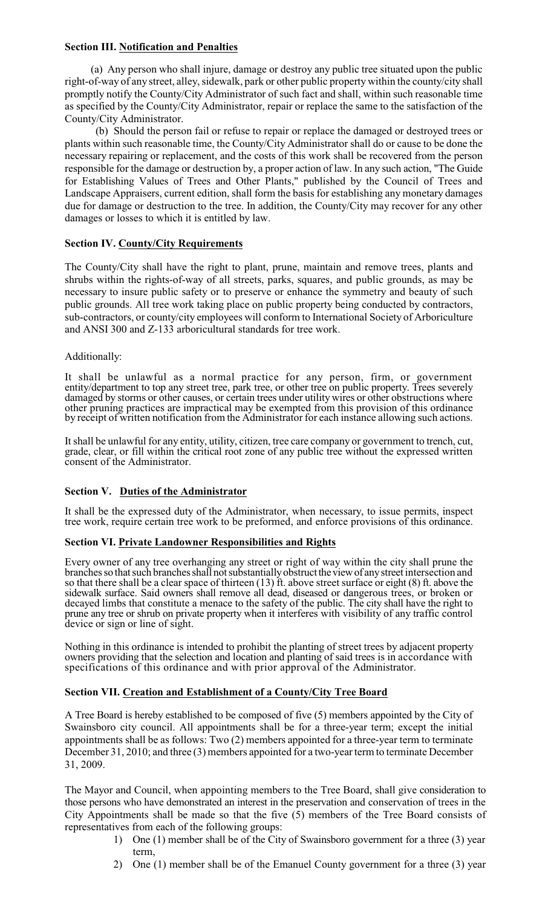**Section III. Notification and Penalties**

(a) Any person who shall injure, damage or destroy any public tree situated upon the public right-of-way of any street, alley, sidewalk, park or other public property within the county/city shall promptly notify the County/City Administrator of such fact and shall, within such reasonable time as specified by the County/City Administrator, repair or replace the same to the satisfaction of the County/City Administrator.

(b) Should the person fail or refuse to repair or replace the damaged or destroyed trees or plants within such reasonable time, the County/City Administrator shall do or cause to be done the necessary repairing or replacement, and the costs of this work shall be recovered from the person responsible for the damage or destruction by, a proper action of law. In any such action, "The Guide for Establishing Values of Trees and Other Plants," published by the Council of Trees and Landscape Appraisers, current edition, shall form the basis for establishing any monetary damages due for damage or destruction to the tree. In addition, the County/City may recover for any other damages or losses to which it is entitled by law.

**Section IV. County/City Requirements**

The County/City shall have the right to plant, prune, maintain and remove trees, plants and shrubs within the rights-of-way of all streets, parks, squares, and public grounds, as may be necessary to insure public safety or to preserve or enhance the symmetry and beauty of such public grounds. All tree work taking place on public property being conducted by contractors, sub-contractors, or county/city employees will conform to International Society of Arboriculture and ANSI 300 and Z-133 arboricultural standards for tree work.

Additionally:

It shall be unlawful as a normal practice for any person, firm, or government entity/department to top any street tree, park tree, or other tree on public property. Trees severely damaged by storms or other causes, or certain trees under utility wires or other obstructions where other pruning practices are impractical may be exempted from this provision of this ordinance by receipt of written notification from the Administrator for each instance allowing such actions.

It shall be unlawful for any entity, utility, citizen, tree care company or government to trench, cut, grade, clear, or fill within the critical root zone of any public tree without the expressed written consent of the Administrator.

**Section V. Duties of the Administrator**

It shall be the expressed duty of the Administrator, when necessary, to issue permits, inspect tree work, require certain tree work to be preformed, and enforce provisions of this ordinance.

**Section VI. Private Landowner Responsibilities and Rights**

Every owner of any tree overhanging any street or right of way within the city shall prune the branches so that such branches shall not substantially obstruct the view of any street intersection and so that there shall be a clear space of thirteen (13) ft. above street surface or eight (8) ft. above the sidewalk surface. Said owners shall remove all dead, diseased or dangerous trees, or broken or decayed limbs that constitute a menace to the safety of the public. The city shall have the right to prune any tree or shrub on private property when it interferes with visibility of any traffic control device or sign or line of sight.

Nothing in this ordinance is intended to prohibit the planting of street trees by adjacent property owners providing that the selection and location and planting of said trees is in accordance with specifications of this ordinance and with prior approval of the Administrator.

**Section VII. Creation and Establishment of a County/City Tree Board**

A Tree Board is hereby established to be composed of five (5) members appointed by the City of Swainsboro city council. All appointments shall be for a three-year term; except the initial appointments shall be as follows: Two (2) members appointed for a three-year term to terminate December 31, 2010; and three (3) members appointed for a two-year term to terminate December 31, 2009.

The Mayor and Council, when appointing members to the Tree Board, shall give consideration to those persons who have demonstrated an interest in the preservation and conservation of trees in the City Appointments shall be made so that the five (5) members of the Tree Board consists of representatives from each of the following groups:

1) One (1) member shall be of the City of Swainsboro government for a three (3) year term,
2) One (1) member shall be of the Emanuel County government for a three (3) year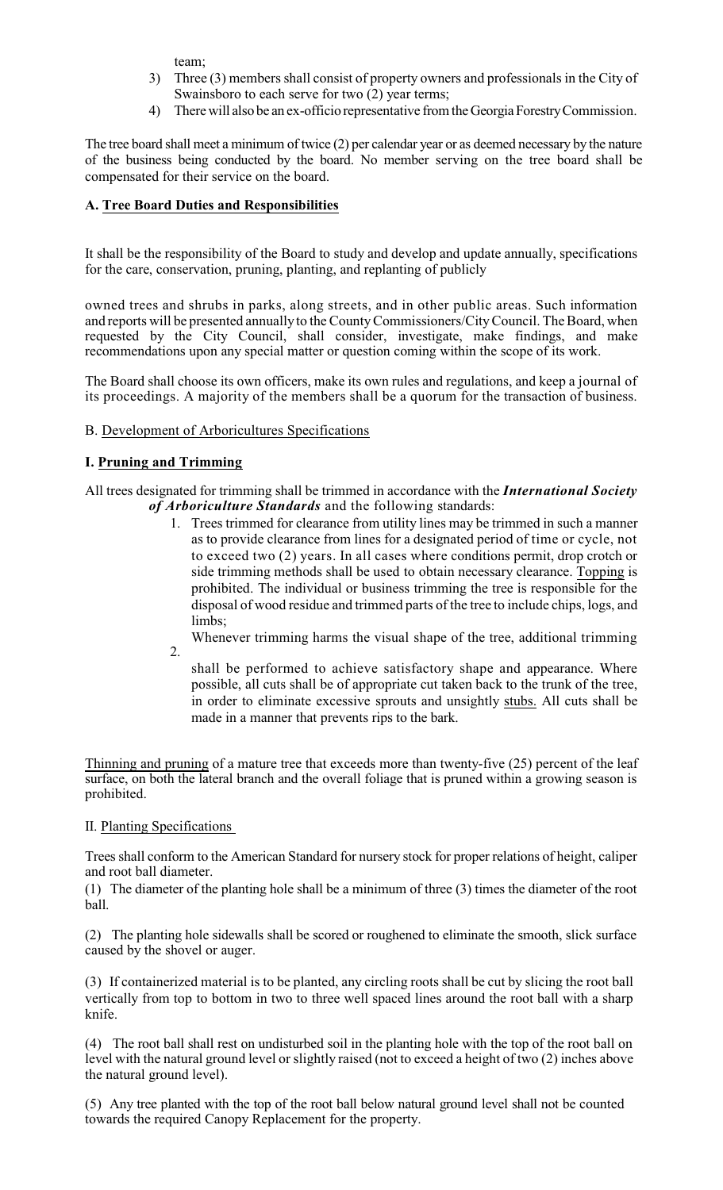team;

3) Three (3) members shall consist of property owners and professionals in the City of Swainsboro to each serve for two (2) year terms;
4) There will also be an ex-officio representative from the Georgia Forestry Commission.

The tree board shall meet a minimum of twice (2) per calendar year or as deemed necessary by the nature of the business being conducted by the board. No member serving on the tree board shall be compensated for their service on the board.

**A. Tree Board Duties and Responsibilities**

It shall be the responsibility of the Board to study and develop and update annually, specifications for the care, conservation, pruning, planting, and replanting of publicly

owned trees and shrubs in parks, along streets, and in other public areas. Such information and reports will be presented annually to the County Commissioners/City Council. The Board, when requested by the City Council, shall consider, investigate, make findings, and make recommendations upon any special matter or question coming within the scope of its work.

The Board shall choose its own officers, make its own rules and regulations, and keep a journal of its proceedings. A majority of the members shall be a quorum for the transaction of business.

B. Development of Arboricultures Specifications

**I. Pruning and Trimming**

All trees designated for trimming shall be trimmed in accordance with the ***International Society of Arboriculture Standards*** and the following standards:

1. Trees trimmed for clearance from utility lines may be trimmed in such a manner as to provide clearance from lines for a designated period of time or cycle, not to exceed two (2) years. In all cases where conditions permit, drop crotch or side trimming methods shall be used to obtain necessary clearance. Topping is prohibited. The individual or business trimming the tree is responsible for the disposal of wood residue and trimmed parts of the tree to include chips, logs, and limbs;
2. Whenever trimming harms the visual shape of the tree, additional trimming shall be performed to achieve satisfactory shape and appearance. Where possible, all cuts shall be of appropriate cut taken back to the trunk of the tree, in order to eliminate excessive sprouts and unsightly stubs. All cuts shall be made in a manner that prevents rips to the bark.

Thinning and pruning of a mature tree that exceeds more than twenty-five (25) percent of the leaf surface, on both the lateral branch and the overall foliage that is pruned within a growing season is prohibited.

II. Planting Specifications

Trees shall conform to the American Standard for nursery stock for proper relations of height, caliper and root ball diameter.

(1) The diameter of the planting hole shall be a minimum of three (3) times the diameter of the root ball.

(2) The planting hole sidewalls shall be scored or roughened to eliminate the smooth, slick surface caused by the shovel or auger.

(3) If containerized material is to be planted, any circling roots shall be cut by slicing the root ball vertically from top to bottom in two to three well spaced lines around the root ball with a sharp knife.

(4) The root ball shall rest on undisturbed soil in the planting hole with the top of the root ball on level with the natural ground level or slightly raised (not to exceed a height of two (2) inches above the natural ground level).

(5) Any tree planted with the top of the root ball below natural ground level shall not be counted towards the required Canopy Replacement for the property.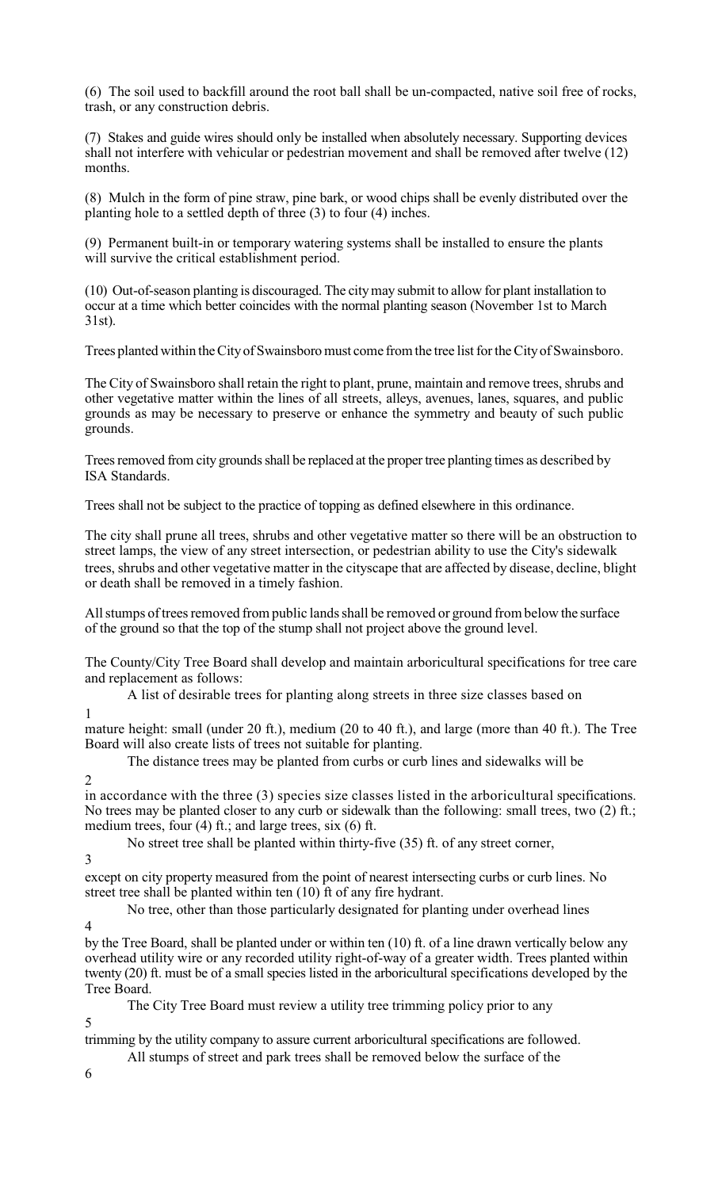(6) The soil used to backfill around the root ball shall be un-compacted, native soil free of rocks, trash, or any construction debris.

(7) Stakes and guide wires should only be installed when absolutely necessary. Supporting devices shall not interfere with vehicular or pedestrian movement and shall be removed after twelve (12) months.

(8) Mulch in the form of pine straw, pine bark, or wood chips shall be evenly distributed over the planting hole to a settled depth of three (3) to four (4) inches.

(9) Permanent built-in or temporary watering systems shall be installed to ensure the plants will survive the critical establishment period.

(10) Out-of-season planting is discouraged. The city may submit to allow for plant installation to occur at a time which better coincides with the normal planting season (November 1st to March 31st).

Trees planted within the City of Swainsboro must come from the tree list for the City of Swainsboro.

The City of Swainsboro shall retain the right to plant, prune, maintain and remove trees, shrubs and other vegetative matter within the lines of all streets, alleys, avenues, lanes, squares, and public grounds as may be necessary to preserve or enhance the symmetry and beauty of such public grounds.

Trees removed from city grounds shall be replaced at the proper tree planting times as described by ISA Standards.

Trees shall not be subject to the practice of topping as defined elsewhere in this ordinance.

The city shall prune all trees, shrubs and other vegetative matter so there will be an obstruction to street lamps, the view of any street intersection, or pedestrian ability to use the City's sidewalk trees, shrubs and other vegetative matter in the cityscape that are affected by disease, decline, blight or death shall be removed in a timely fashion.

All stumps of trees removed from public lands shall be removed or ground from below the surface of the ground so that the top of the stump shall not project above the ground level.

The County/City Tree Board shall develop and maintain arboricultural specifications for tree care and replacement as follows:

1. A list of desirable trees for planting along streets in three size classes based on mature height: small (under 20 ft.), medium (20 to 40 ft.), and large (more than 40 ft.). The Tree Board will also create lists of trees not suitable for planting.
2. The distance trees may be planted from curbs or curb lines and sidewalks will be in accordance with the three (3) species size classes listed in the arboricultural specifications. No trees may be planted closer to any curb or sidewalk than the following: small trees, two (2) ft.; medium trees, four (4) ft.; and large trees, six (6) ft.
3. No street tree shall be planted within thirty-five (35) ft. of any street corner, except on city property measured from the point of nearest intersecting curbs or curb lines. No street tree shall be planted within ten (10) ft of any fire hydrant.
4. No tree, other than those particularly designated for planting under overhead lines by the Tree Board, shall be planted under or within ten (10) ft. of a line drawn vertically below any overhead utility wire or any recorded utility right-of-way of a greater width. Trees planted within twenty (20) ft. must be of a small species listed in the arboricultural specifications developed by the Tree Board.
5. The City Tree Board must review a utility tree trimming policy prior to any trimming by the utility company to assure current arboricultural specifications are followed.
6. All stumps of street and park trees shall be removed below the surface of the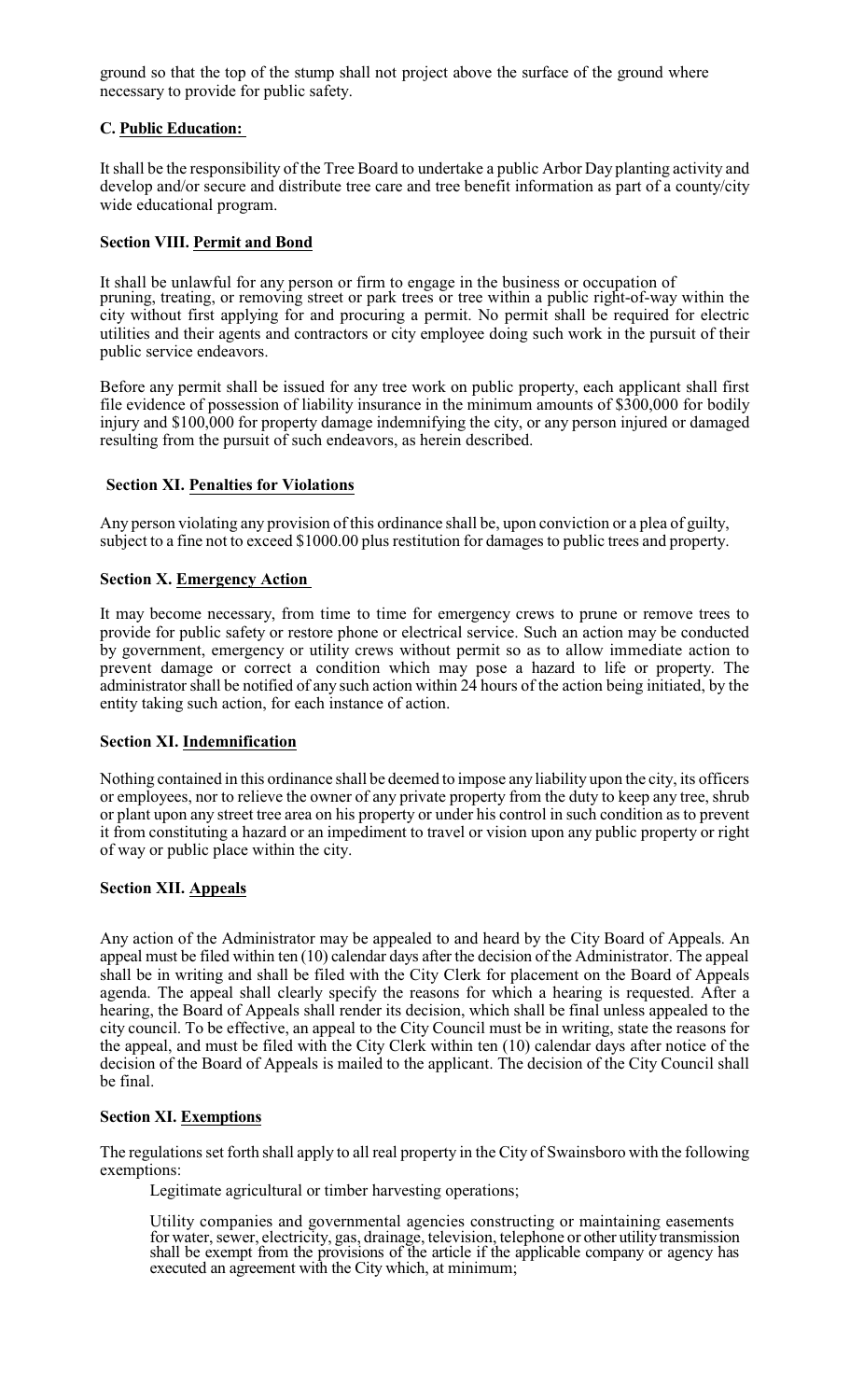ground so that the top of the stump shall not project above the surface of the ground where necessary to provide for public safety.

**C. Public Education:**

It shall be the responsibility of the Tree Board to undertake a public Arbor Day planting activity and develop and/or secure and distribute tree care and tree benefit information as part of a county/city wide educational program.

**Section VIII. Permit and Bond**

It shall be unlawful for any person or firm to engage in the business or occupation of pruning, treating, or removing street or park trees or tree within a public right-of-way within the city without first applying for and procuring a permit. No permit shall be required for electric utilities and their agents and contractors or city employee doing such work in the pursuit of their public service endeavors.

Before any permit shall be issued for any tree work on public property, each applicant shall first file evidence of possession of liability insurance in the minimum amounts of $300,000 for bodily injury and $100,000 for property damage indemnifying the city, or any person injured or damaged resulting from the pursuit of such endeavors, as herein described.

**Section XI. Penalties for Violations**

Any person violating any provision of this ordinance shall be, upon conviction or a plea of guilty, subject to a fine not to exceed $1000.00 plus restitution for damages to public trees and property.

**Section X. Emergency Action**

It may become necessary, from time to time for emergency crews to prune or remove trees to provide for public safety or restore phone or electrical service. Such an action may be conducted by government, emergency or utility crews without permit so as to allow immediate action to prevent damage or correct a condition which may pose a hazard to life or property. The administrator shall be notified of any such action within 24 hours of the action being initiated, by the entity taking such action, for each instance of action.

**Section XI. Indemnification**

Nothing contained in this ordinance shall be deemed to impose any liability upon the city, its officers or employees, nor to relieve the owner of any private property from the duty to keep any tree, shrub or plant upon any street tree area on his property or under his control in such condition as to prevent it from constituting a hazard or an impediment to travel or vision upon any public property or right of way or public place within the city.

**Section XII. Appeals**

Any action of the Administrator may be appealed to and heard by the City Board of Appeals. An appeal must be filed within ten (10) calendar days after the decision of the Administrator. The appeal shall be in writing and shall be filed with the City Clerk for placement on the Board of Appeals agenda. The appeal shall clearly specify the reasons for which a hearing is requested. After a hearing, the Board of Appeals shall render its decision, which shall be final unless appealed to the city council. To be effective, an appeal to the City Council must be in writing, state the reasons for the appeal, and must be filed with the City Clerk within ten (10) calendar days after notice of the decision of the Board of Appeals is mailed to the applicant. The decision of the City Council shall be final.

**Section XI. Exemptions**

The regulations set forth shall apply to all real property in the City of Swainsboro with the following exemptions:

Legitimate agricultural or timber harvesting operations;

Utility companies and governmental agencies constructing or maintaining easements for water, sewer, electricity, gas, drainage, television, telephone or other utility transmission shall be exempt from the provisions of the article if the applicable company or agency has executed an agreement with the City which, at minimum;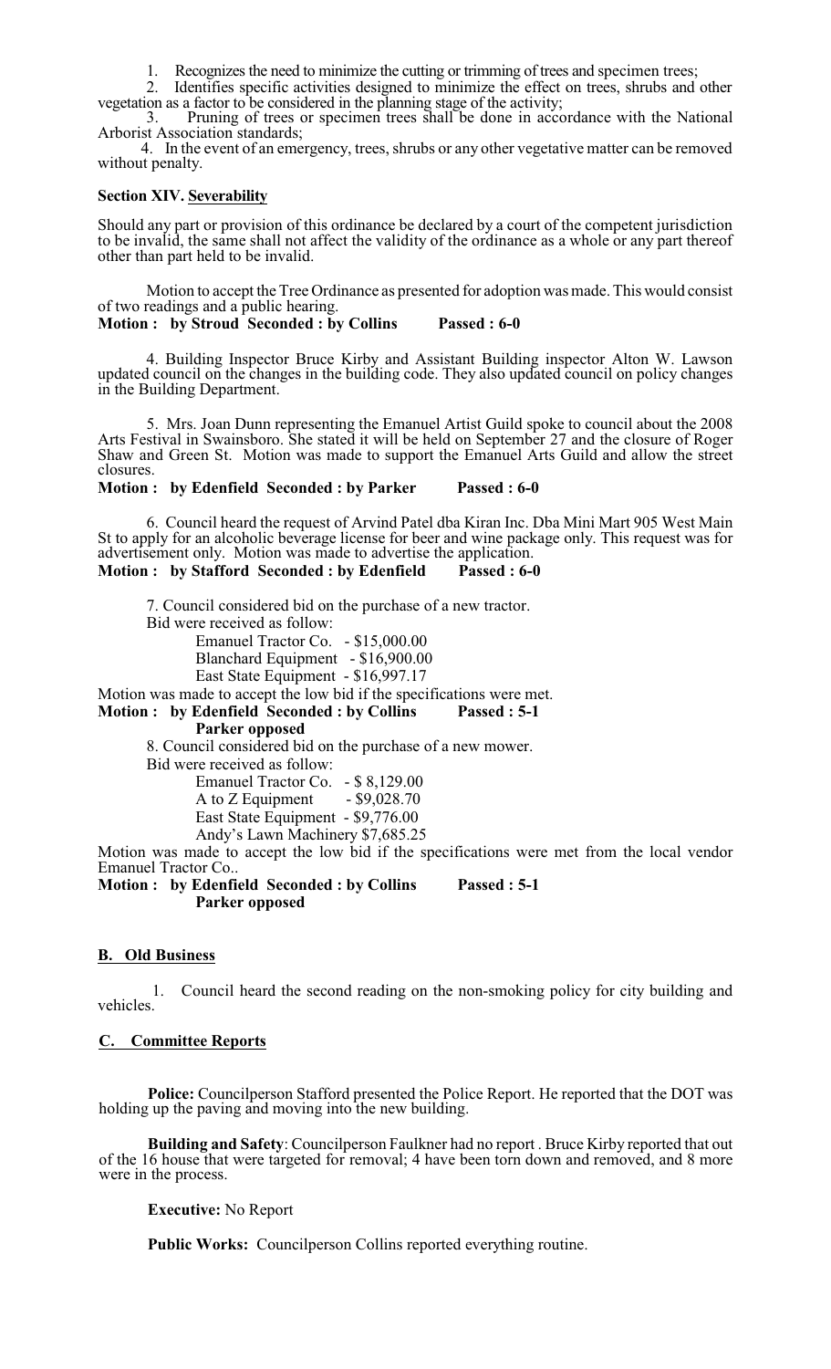1. Recognizes the need to minimize the cutting or trimming of trees and specimen trees;

2. Identifies specific activities designed to minimize the effect on trees, shrubs and other vegetation as a factor to be considered in the planning stage of the activity;

3. Pruning of trees or specimen trees shall be done in accordance with the National Arborist Association standards;

4. In the event of an emergency, trees, shrubs or any other vegetative matter can be removed without penalty.

**Section XIV. Severability**

Should any part or provision of this ordinance be declared by a court of the competent jurisdiction to be invalid, the same shall not affect the validity of the ordinance as a whole or any part thereof other than part held to be invalid.

Motion to accept the Tree Ordinance as presented for adoption was made. This would consist of two readings and a public hearing.

**Motion : by Stroud Seconded : by Collins Passed : 6-0**

4. Building Inspector Bruce Kirby and Assistant Building inspector Alton W. Lawson updated council on the changes in the building code. They also updated council on policy changes in the Building Department.

5. Mrs. Joan Dunn representing the Emanuel Artist Guild spoke to council about the 2008 Arts Festival in Swainsboro. She stated it will be held on September 27 and the closure of Roger Shaw and Green St. Motion was made to support the Emanuel Arts Guild and allow the street closures.

**Motion : by Edenfield Seconded : by Parker Passed : 6-0**

6. Council heard the request of Arvind Patel dba Kiran Inc. Dba Mini Mart 905 West Main St to apply for an alcoholic beverage license for beer and wine package only. This request was for advertisement only. Motion was made to advertise the application.

**Motion : by Stafford Seconded : by Edenfield Passed : 6-0**

7. Council considered bid on the purchase of a new tractor.

Bid were received as follow:

Emanuel Tractor Co. - $15,000.00
Blanchard Equipment - $16,900.00
East State Equipment - $16,997.17

Motion was made to accept the low bid if the specifications were met.

**Motion : by Edenfield Seconded : by Collins Passed : 5-1**
**Parker opposed**

8. Council considered bid on the purchase of a new mower.

Bid were received as follow:

Emanuel Tractor Co. - $ 8,129.00
A to Z Equipment - $9,028.70
East State Equipment - $9,776.00
Andy's Lawn Machinery $7,685.25

Motion was made to accept the low bid if the specifications were met from the local vendor Emanuel Tractor Co..

**Motion : by Edenfield Seconded : by Collins Passed : 5-1**
**Parker opposed**

## B. Old Business

1. Council heard the second reading on the non-smoking policy for city building and vehicles.

## C. Committee Reports

**Police:** Councilperson Stafford presented the Police Report. He reported that the DOT was holding up the paving and moving into the new building.

**Building and Safety**: Councilperson Faulkner had no report . Bruce Kirby reported that out of the 16 house that were targeted for removal; 4 have been torn down and removed, and 8 more were in the process.

**Executive:** No Report

**Public Works:** Councilperson Collins reported everything routine.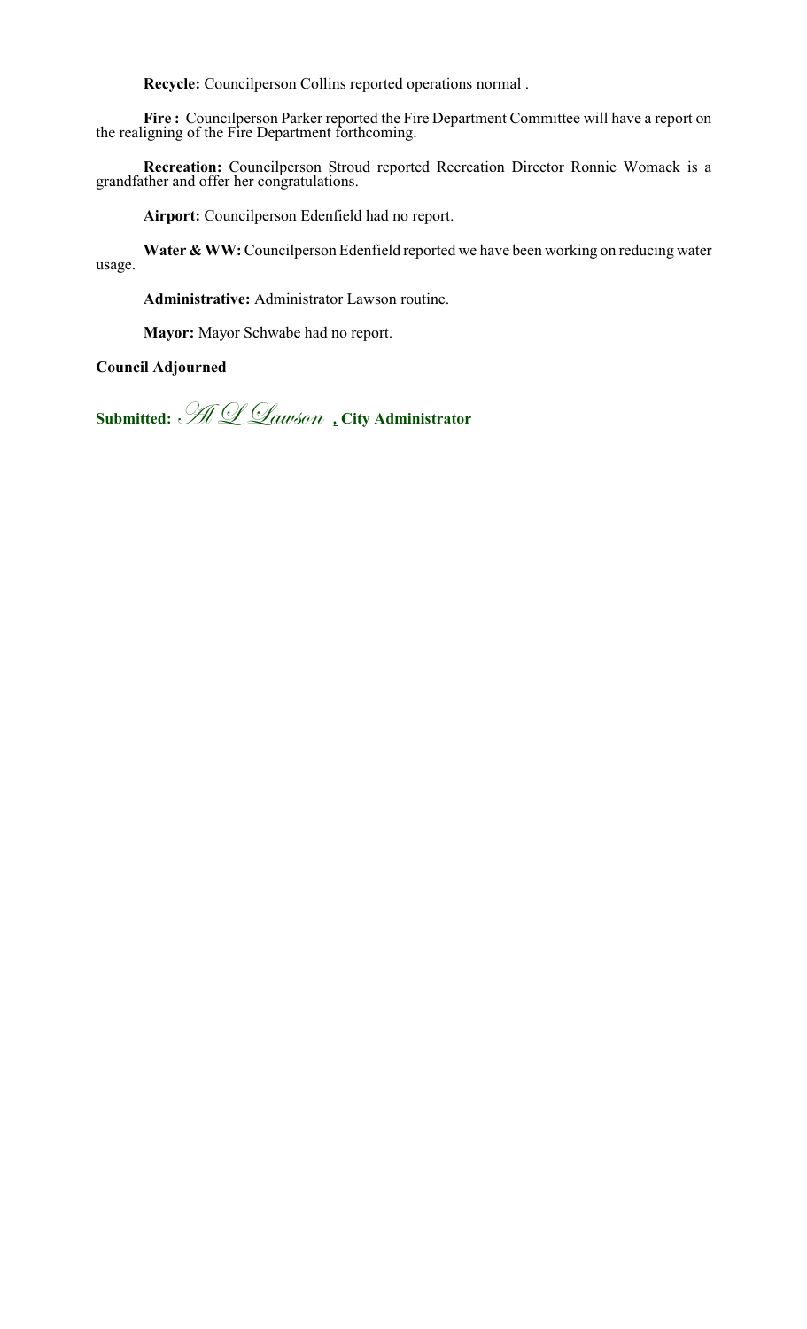**Recycle:** Councilperson Collins reported operations normal .

**Fire :** Councilperson Parker reported the Fire Department Committee will have a report on the realigning of the Fire Department forthcoming.

**Recreation:** Councilperson Stroud reported Recreation Director Ronnie Womack is a grandfather and offer her congratulations.

**Airport:** Councilperson Edenfield had no report.

**Water & WW:** Councilperson Edenfield reported we have been working on reducing water usage.

**Administrative:** Administrator Lawson routine.

**Mayor:** Mayor Schwabe had no report.

**Council Adjourned**

**Submitted:** *Al L Lawson* **, City Administrator**